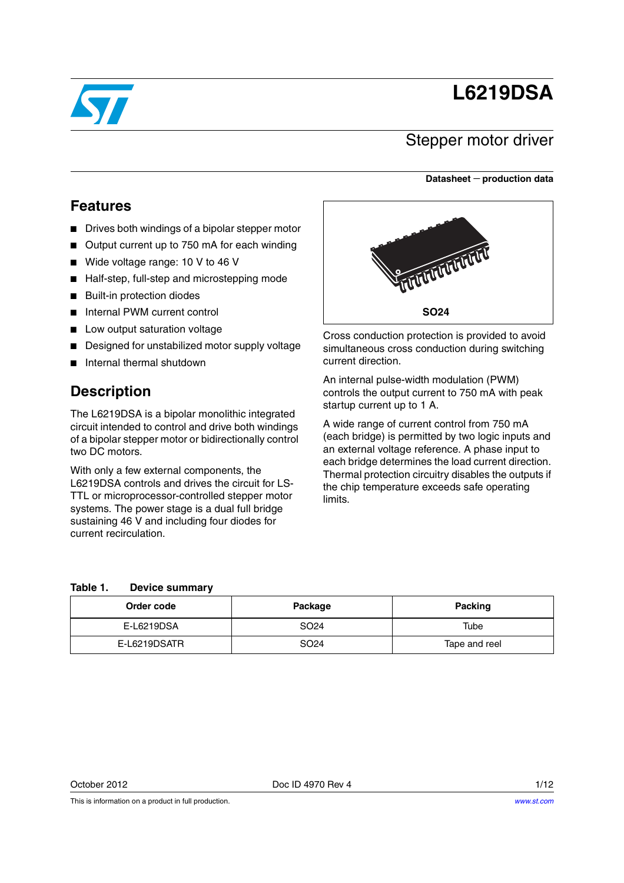# L6219DSA

## Stepper motor driver

**Datasheet — production data**

## Features

- Drives both windings of a bipolar stepper motor
- Output current up to 750 mA for each winding
- Wide voltage range: 10 V to 46 V
- Half-step, full-step and microstepping mode
- Built-in protection diodes
- Internal PWM current control
- Low output saturation voltage
- Designed for unstabilized motor supply voltage
- Internal thermal shutdown

SO24

## Description

The L6219DSA is a bipolar monolithic integrated circuit intended to control and drive both windings of a bipolar stepper motor or bidirectionally control two DC motors.

With only a few external components, the L6219DSA controls and drives the circuit for LS-TTL or microprocessor-controlled stepper motor systems. The power stage is a dual full bridge sustaining 46 V and including four diodes for current recirculation.

Cross conduction protection is provided to avoid simultaneous cross conduction during switching current direction.

An internal pulse-width modulation (PWM) controls the output current to 750 mA with peak startup current up to 1 A.

A wide range of current control from 750 mA (each bridge) is permitted by two logic inputs and an external voltage reference. A phase input to each bridge determines the load current direction. Thermal protection circuitry disables the outputs if the chip temperature exceeds safe operating limits.

**Table 1. Device summary**

| Order code | Package | Packing |
|---|---|---|
| E-L6219DSA | SO24 | Tube |
| E-L6219DSATR | SO24 | Tape and reel |

October 2012 Doc ID 4970 Rev 4

This is information on a product in full production.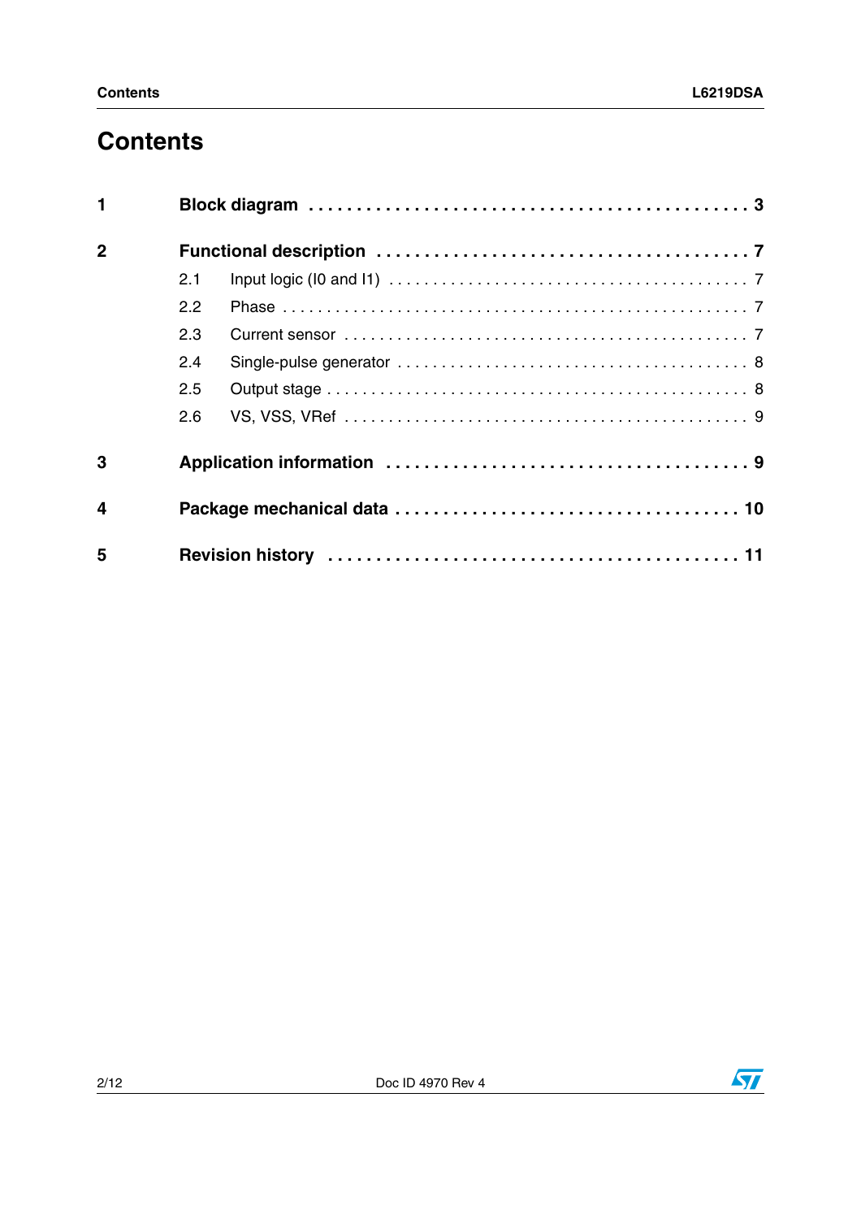# Contents

| | | |
|---|---|---|
| **1** | **Block diagram** | **3** |
| **2** | **Functional description** | **7** |
| | 2.1 Input logic (I0 and I1) | 7 |
| | 2.2 Phase | 7 |
| | 2.3 Current sensor | 7 |
| | 2.4 Single-pulse generator | 8 |
| | 2.5 Output stage | 8 |
| | 2.6 VS, VSS, VRef | 9 |
| **3** | **Application information** | **9** |
| **4** | **Package mechanical data** | **10** |
| **5** | **Revision history** | **11** |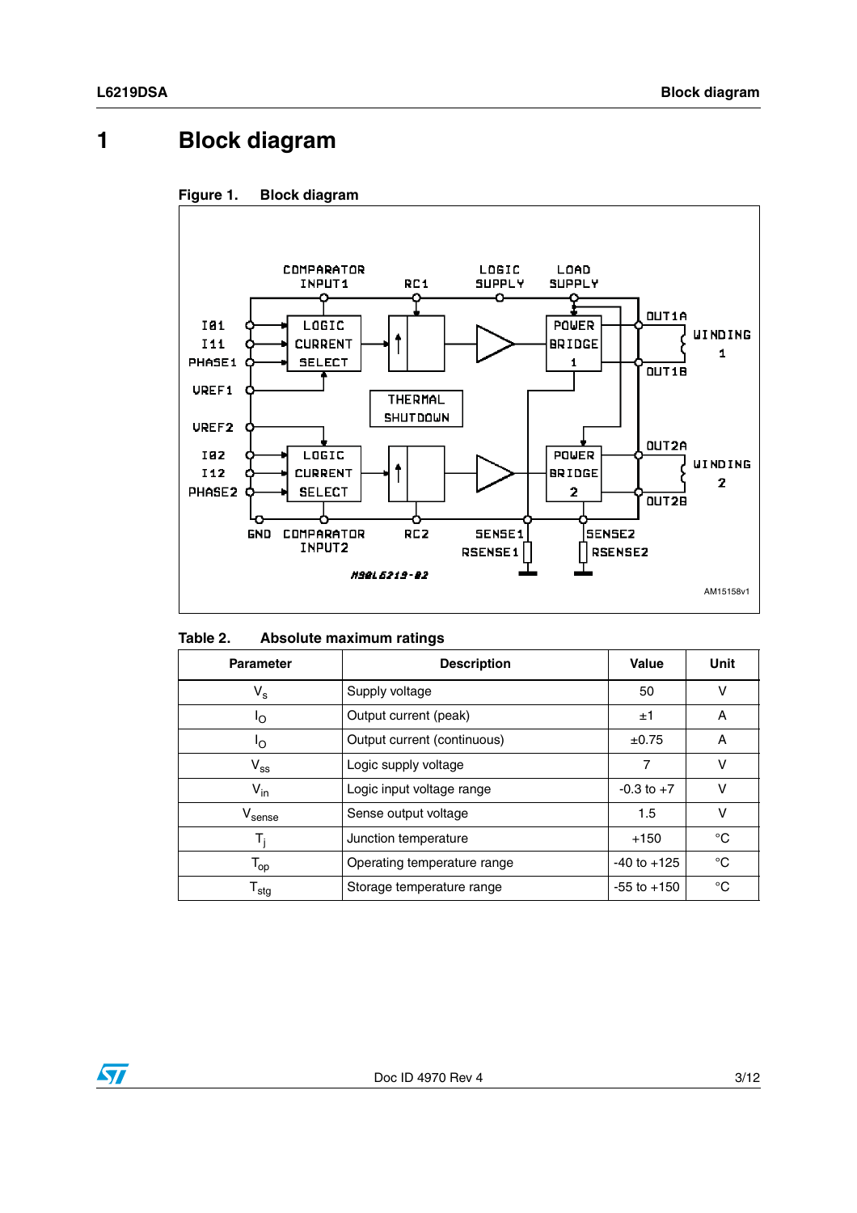# 1 Block diagram

**Figure 1. Block diagram**

**Table 2. Absolute maximum ratings**

| Parameter | Description | Value | Unit |
|---|---|---|---|
| $V_s$ | Supply voltage | 50 | V |
| $I_O$ | Output current (peak) | ±1 | A |
| $I_O$ | Output current (continuous) | ±0.75 | A |
| $V_{ss}$ | Logic supply voltage | 7 | V |
| $V_{in}$ | Logic input voltage range | -0.3 to +7 | V |
| $V_{sense}$ | Sense output voltage | 1.5 | V |
| $T_j$ | Junction temperature | +150 | °C |
| $T_{op}$ | Operating temperature range | -40 to +125 | °C |
| $T_{stg}$ | Storage temperature range | -55 to +150 | °C |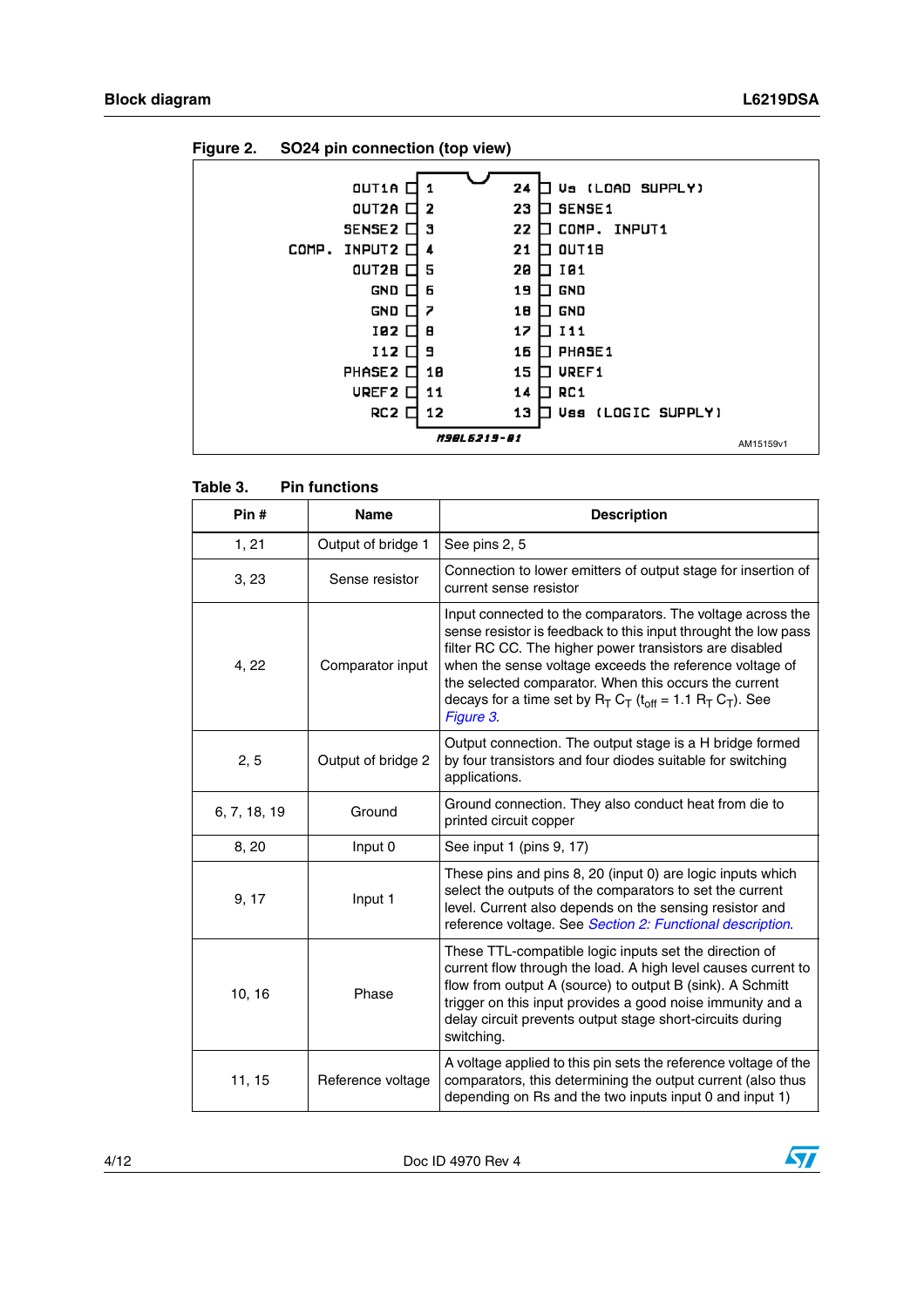**Figure 2. SO24 pin connection (top view)**

| Left pin name | Pin | Pin | Right pin name |
|---|---|---|---|
| OUT1A | 1 | 24 | Vs (LOAD SUPPLY) |
| OUT2A | 2 | 23 | SENSE1 |
| SENSE2 | 3 | 22 | COMP. INPUT1 |
| COMP. INPUT2 | 4 | 21 | OUT1B |
| OUT2B | 5 | 20 | I01 |
| GND | 6 | 19 | GND |
| GND | 7 | 18 | GND |
| I02 | 8 | 17 | I11 |
| I12 | 9 | 16 | PHASE1 |
| PHASE2 | 10 | 15 | VREF1 |
| VREF2 | 11 | 14 | RC1 |
| RC2 | 12 | 13 | Vss (LOGIC SUPPLY) |

M98L6219-01

AM15159v1

**Table 3. Pin functions**

| Pin # | Name | Description |
|---|---|---|
| 1, 21 | Output of bridge 1 | See pins 2, 5 |
| 3, 23 | Sense resistor | Connection to lower emitters of output stage for insertion of current sense resistor |
| 4, 22 | Comparator input | Input connected to the comparators. The voltage across the sense resistor is feedback to this input throught the low pass filter RC CC. The higher power transistors are disabled when the sense voltage exceeds the reference voltage of the selected comparator. When this occurs the current decays for a time set by $R_T$ $C_T$ ($t_{off}$ = 1.1 $R_T$ $C_T$). See *Figure 3*. |
| 2, 5 | Output of bridge 2 | Output connection. The output stage is a H bridge formed by four transistors and four diodes suitable for switching applications. |
| 6, 7, 18, 19 | Ground | Ground connection. They also conduct heat from die to printed circuit copper |
| 8, 20 | Input 0 | See input 1 (pins 9, 17) |
| 9, 17 | Input 1 | These pins and pins 8, 20 (input 0) are logic inputs which select the outputs of the comparators to set the current level. Current also depends on the sensing resistor and reference voltage. See *Section 2: Functional description*. |
| 10, 16 | Phase | These TTL-compatible logic inputs set the direction of current flow through the load. A high level causes current to flow from output A (source) to output B (sink). A Schmitt trigger on this input provides a good noise immunity and a delay circuit prevents output stage short-circuits during switching. |
| 11, 15 | Reference voltage | A voltage applied to this pin sets the reference voltage of the comparators, this determining the output current (also thus depending on Rs and the two inputs input 0 and input 1) |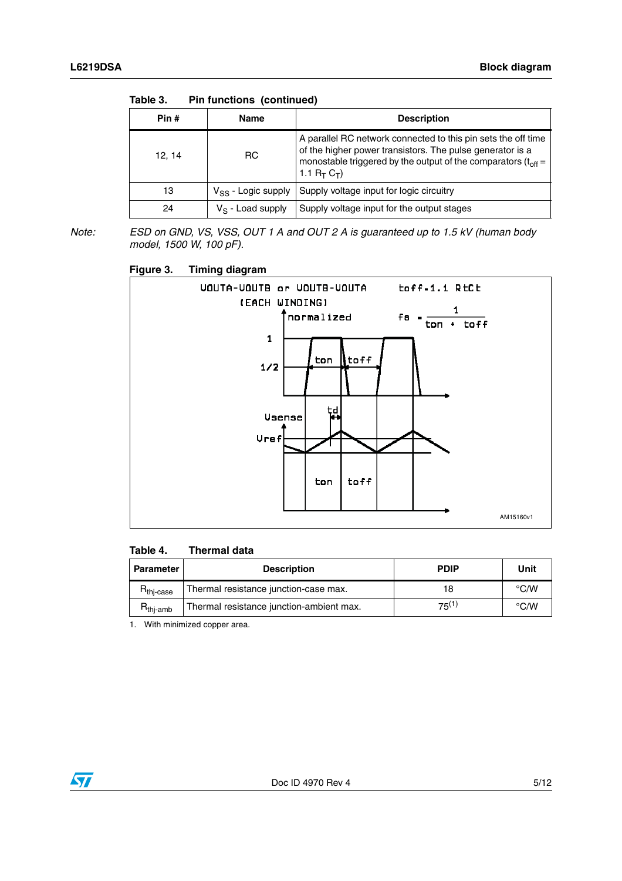Table 3. Pin functions (continued)

| Pin # | Name | Description |
|---|---|---|
| 12, 14 | RC | A parallel RC network connected to this pin sets the off time of the higher power transistors. The pulse generator is a monostable triggered by the output of the comparators ($t_{off}$ = 1.1 $R_T$ $C_T$) |
| 13 | $V_{SS}$ - Logic supply | Supply voltage input for logic circuitry |
| 24 | $V_S$ - Load supply | Supply voltage input for the output stages |

*Note: ESD on GND, VS, VSS, OUT 1 A and OUT 2 A is guaranteed up to 1.5 kV (human body model, 1500 W, 100 pF).*

Figure 3. Timing diagram

Table 4. Thermal data

| Parameter | Description | PDIP | Unit |
|---|---|---|---|
| $R_{thj-case}$ | Thermal resistance junction-case max. | 18 | °C/W |
| $R_{thj-amb}$ | Thermal resistance junction-ambient max. | 75[1] | °C/W |

1. With minimized copper area.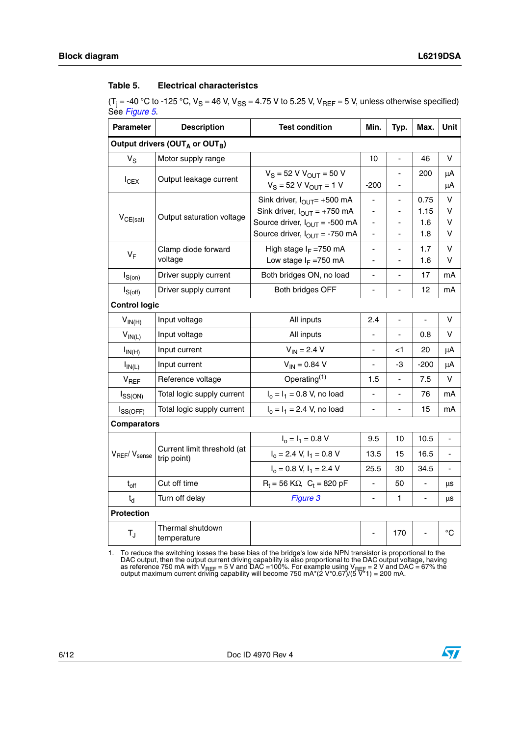### Table 5. Electrical characteristcs

($T_j$ = -40 °C to -125 °C, $V_S$ = 46 V, $V_{SS}$ = 4.75 V to 5.25 V, $V_{REF}$ = 5 V, unless otherwise specified) See *Figure 5*.

| Parameter | Description | Test condition | Min. | Typ. | Max. | Unit |
|---|---|---|---|---|---|---|
| **Output drivers ($OUT_A$ or $OUT_B$)** | | | | | | |
| $V_S$ | Motor supply range | | 10 | - | 46 | V |
| $I_{CEX}$ | Output leakage current | $V_S$ = 52 V $V_{OUT}$ = 50 V | | - | 200 | µA |
| | | $V_S$ = 52 V $V_{OUT}$ = 1 V | -200 | - | | µA |
| $V_{CE(sat)}$ | Output saturation voltage | Sink driver, $I_{OUT}$= +500 mA | - | - | 0.75 | V |
| | | Sink driver, $I_{OUT}$ = +750 mA | - | - | 1.15 | V |
| | | Source driver, $I_{OUT}$ = -500 mA | - | - | 1.6 | V |
| | | Source driver, $I_{OUT}$ = -750 mA | - | - | 1.8 | V |
| $V_F$ | Clamp diode forward voltage | High stage $I_F$ =750 mA | - | - | 1.7 | V |
| | | Low stage $I_F$ =750 mA | - | - | 1.6 | V |
| $I_{S(on)}$ | Driver supply current | Both bridges ON, no load | - | - | 17 | mA |
| $I_{S(off)}$ | Driver supply current | Both bridges OFF | - | - | 12 | mA |
| **Control logic** | | | | | | |
| $V_{IN(H)}$ | Input voltage | All inputs | 2.4 | - | - | V |
| $V_{IN(L)}$ | Input voltage | All inputs | - | - | 0.8 | V |
| $I_{IN(H)}$ | Input current | $V_{IN}$ = 2.4 V | - | <1 | 20 | µA |
| $I_{IN(L)}$ | Input current | $V_{IN}$ = 0.84 V | - | -3 | -200 | µA |
| $V_{REF}$ | Reference voltage | Operating[1] | 1.5 | - | 7.5 | V |
| $I_{SS(ON)}$ | Total logic supply current | $I_o = I_1$ = 0.8 V, no load | - | - | 76 | mA |
| $I_{SS(OFF)}$ | Total logic supply current | $I_o = I_1$ = 2.4 V, no load | - | - | 15 | mA |
| **Comparators** | | | | | | |
| $V_{REF}/V_{sense}$ | Current limit threshold (at trip point) | $I_o = I_1$ = 0.8 V | 9.5 | 10 | 10.5 | - |
| | | $I_o$ = 2.4 V, $I_1$ = 0.8 V | 13.5 | 15 | 16.5 | - |
| | | $I_o$ = 0.8 V, $I_1$ = 2.4 V | 25.5 | 30 | 34.5 | - |
| $t_{off}$ | Cut off time | $R_t$ = 56 KΩ, $C_t$ = 820 pF | - | 50 | - | µs |
| $t_d$ | Turn off delay | *Figure 3* | - | 1 | - | µs |
| **Protection** | | | | | | |
| $T_J$ | Thermal shutdown temperature | | - | 170 | - | °C |

1. To reduce the switching losses the base bias of the bridge's low side NPN transistor is proportional to the DAC output, then the output current driving capability is also proportional to the DAC output voltage, having as reference 750 mA with $V_{REF}$ = 5 V and DAC =100%. For example using $V_{REF}$ = 2 V and DAC = 67% the output maximum current driving capability will become 750 mA*(2 V*0.67)/(5 V*1) = 200 mA.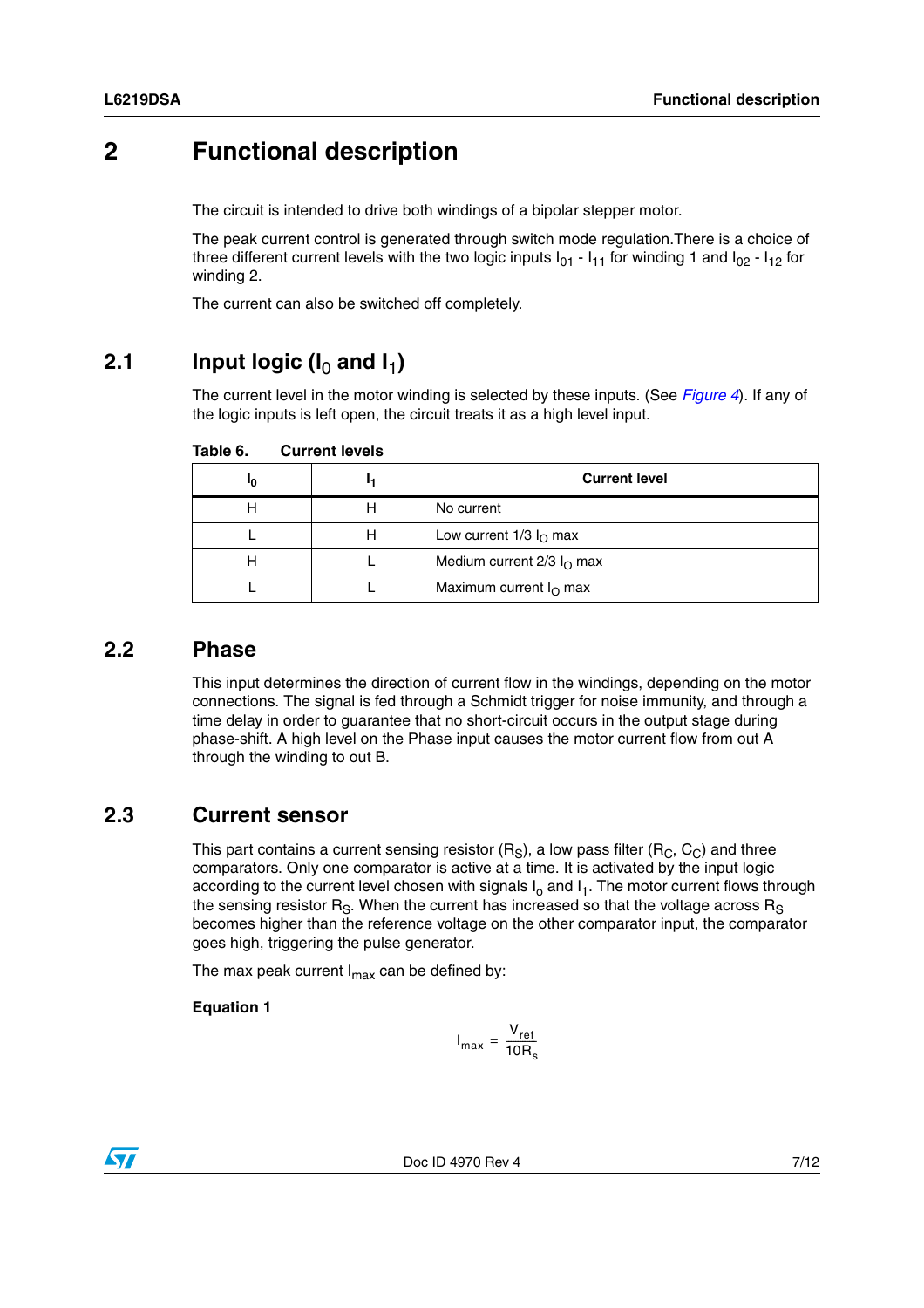# 2 Functional description

The circuit is intended to drive both windings of a bipolar stepper motor.

The peak current control is generated through switch mode regulation.There is a choice of three different current levels with the two logic inputs $I_{01}$ - $I_{11}$ for winding 1 and $I_{02}$ - $I_{12}$ for winding 2.

The current can also be switched off completely.

## 2.1 Input logic ($I_0$ and $I_1$)

The current level in the motor winding is selected by these inputs. (See *Figure 4*). If any of the logic inputs is left open, the circuit treats it as a high level input.

**Table 6. Current levels**

| $I_0$ | $I_1$ | Current level |
|---|---|---|
| H | H | No current |
| L | H | Low current 1/3 $I_O$ max |
| H | L | Medium current 2/3 $I_O$ max |
| L | L | Maximum current $I_O$ max |

## 2.2 Phase

This input determines the direction of current flow in the windings, depending on the motor connections. The signal is fed through a Schmidt trigger for noise immunity, and through a time delay in order to guarantee that no short-circuit occurs in the output stage during phase-shift. A high level on the Phase input causes the motor current flow from out A through the winding to out B.

## 2.3 Current sensor

This part contains a current sensing resistor ($R_S$), a low pass filter ($R_C$, $C_C$) and three comparators. Only one comparator is active at a time. It is activated by the input logic according to the current level chosen with signals $I_o$ and $I_1$. The motor current flows through the sensing resistor $R_S$. When the current has increased so that the voltage across $R_S$ becomes higher than the reference voltage on the other comparator input, the comparator goes high, triggering the pulse generator.

The max peak current $I_{max}$ can be defined by:

**Equation 1**

$$I_{max} = \frac{V_{ref}}{10R_s}$$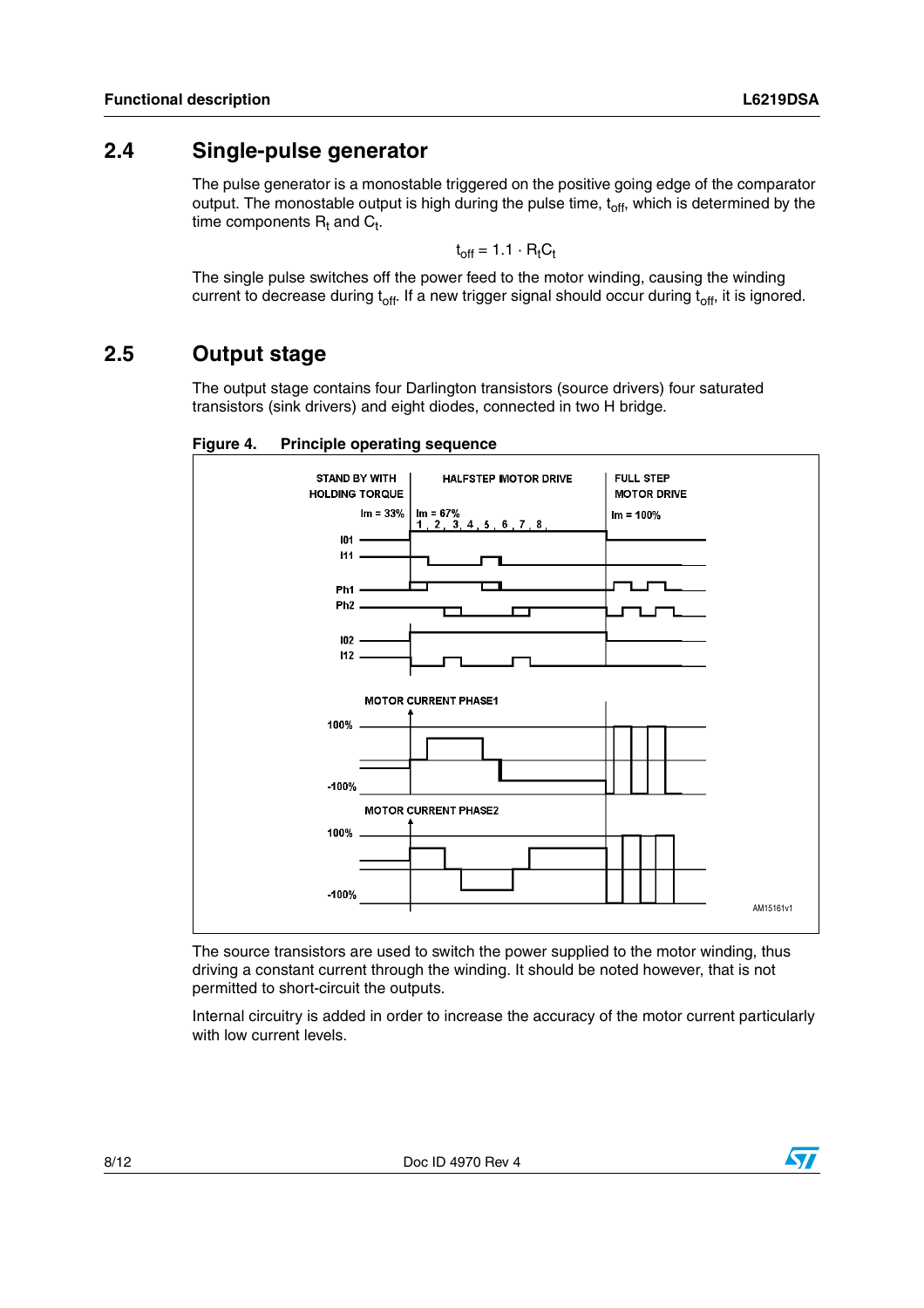## 2.4 Single-pulse generator

The pulse generator is a monostable triggered on the positive going edge of the comparator output. The monostable output is high during the pulse time, $t_{off}$, which is determined by the time components $R_t$ and $C_t$.

$$t_{off} = 1.1 \cdot R_tC_t$$

The single pulse switches off the power feed to the motor winding, causing the winding current to decrease during $t_{off}$. If a new trigger signal should occur during $t_{off}$, it is ignored.

## 2.5 Output stage

The output stage contains four Darlington transistors (source drivers) four saturated transistors (sink drivers) and eight diodes, connected in two H bridge.

**Figure 4. Principle operating sequence**

The source transistors are used to switch the power supplied to the motor winding, thus driving a constant current through the winding. It should be noted however, that is not permitted to short-circuit the outputs.

Internal circuitry is added in order to increase the accuracy of the motor current particularly with low current levels.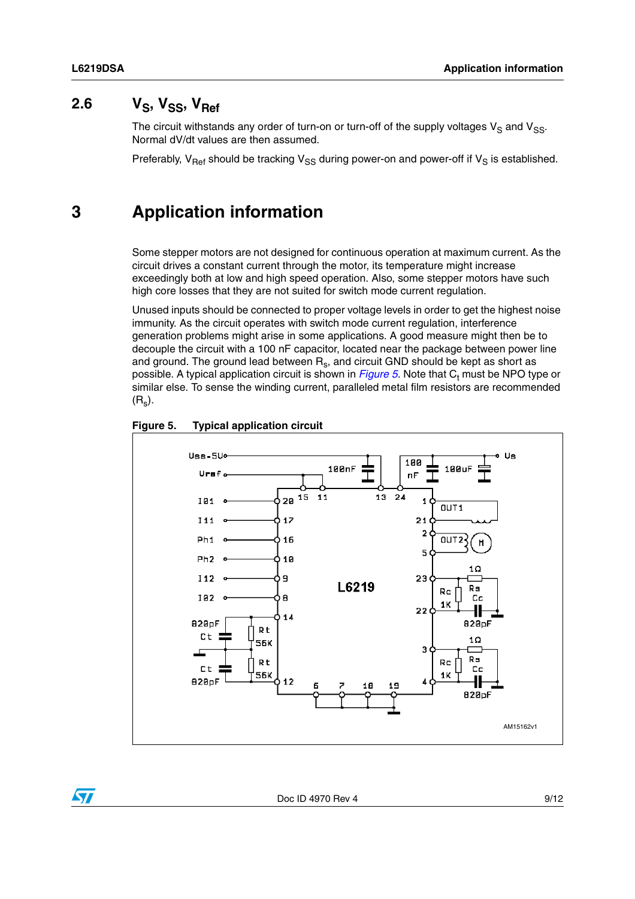## 2.6 $V_S$, $V_{SS}$, $V_{Ref}$

The circuit withstands any order of turn-on or turn-off of the supply voltages $V_S$ and $V_{SS}$. Normal dV/dt values are then assumed.

Preferably, $V_{Ref}$ should be tracking $V_{SS}$ during power-on and power-off if $V_S$ is established.

# 3 Application information

Some stepper motors are not designed for continuous operation at maximum current. As the circuit drives a constant current through the motor, its temperature might increase exceedingly both at low and high speed operation. Also, some stepper motors have such high core losses that they are not suited for switch mode current regulation.

Unused inputs should be connected to proper voltage levels in order to get the highest noise immunity. As the circuit operates with switch mode current regulation, interference generation problems might arise in some applications. A good measure might then be to decouple the circuit with a 100 nF capacitor, located near the package between power line and ground. The ground lead between $R_s$, and circuit GND should be kept as short as possible. A typical application circuit is shown in *Figure 5*. Note that $C_t$ must be NPO type or similar else. To sense the winding current, paralleled metal film resistors are recommended ($R_s$).

**Figure 5. Typical application circuit**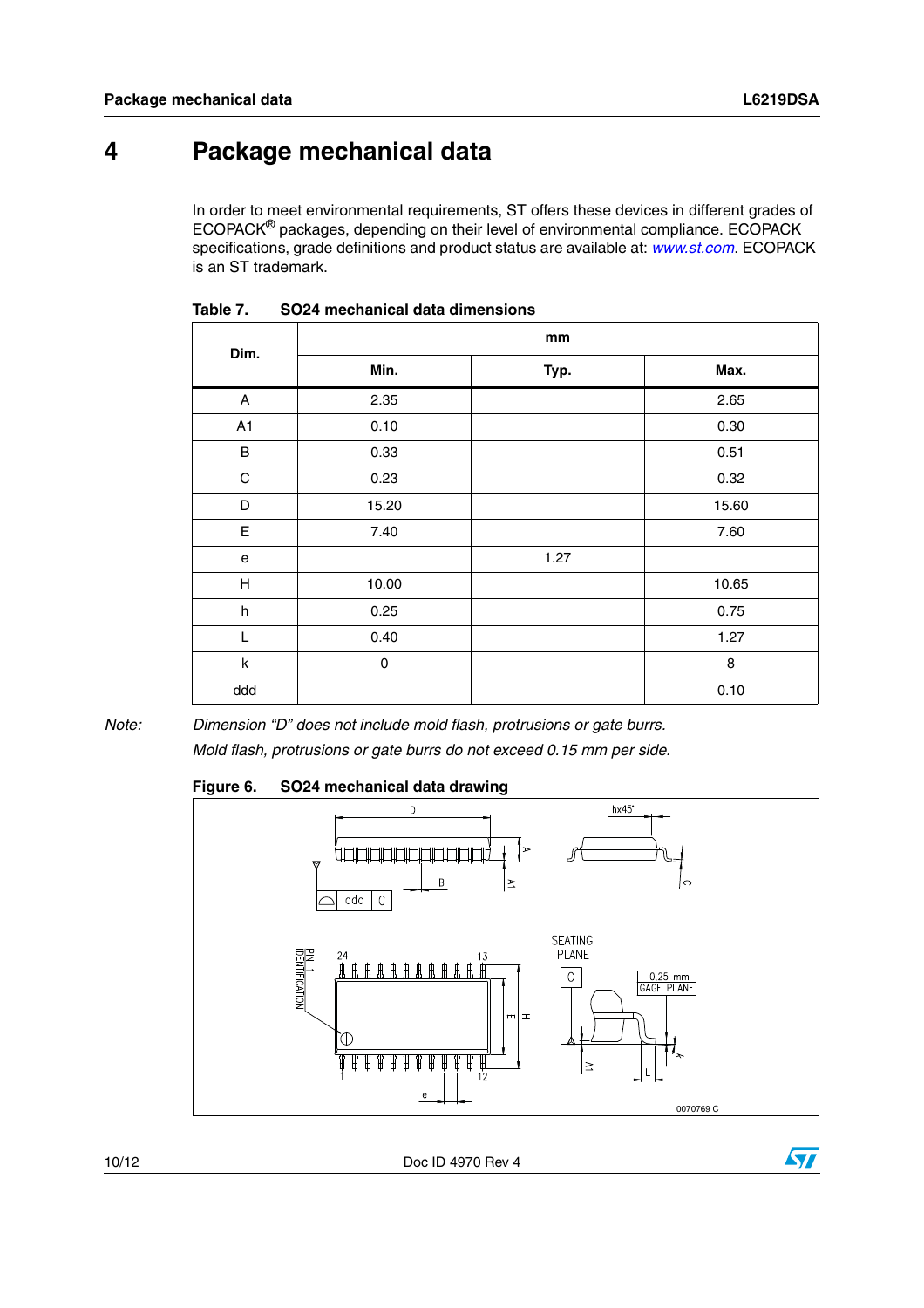# 4 Package mechanical data

In order to meet environmental requirements, ST offers these devices in different grades of ECOPACK® packages, depending on their level of environmental compliance. ECOPACK specifications, grade definitions and product status are available at: www.st.com. ECOPACK is an ST trademark.

**Table 7. SO24 mechanical data dimensions**

| Dim. | mm | | |
|---|---|---|---|
| | **Min.** | **Typ.** | **Max.** |
| A | 2.35 | | 2.65 |
| A1 | 0.10 | | 0.30 |
| B | 0.33 | | 0.51 |
| C | 0.23 | | 0.32 |
| D | 15.20 | | 15.60 |
| E | 7.40 | | 7.60 |
| e | | 1.27 | |
| H | 10.00 | | 10.65 |
| h | 0.25 | | 0.75 |
| L | 0.40 | | 1.27 |
| k | 0 | | 8 |
| ddd | | | 0.10 |

Note: *Dimension “D” does not include mold flash, protrusions or gate burrs.*
*Mold flash, protrusions or gate burrs do not exceed 0.15 mm per side.*

**Figure 6. SO24 mechanical data drawing**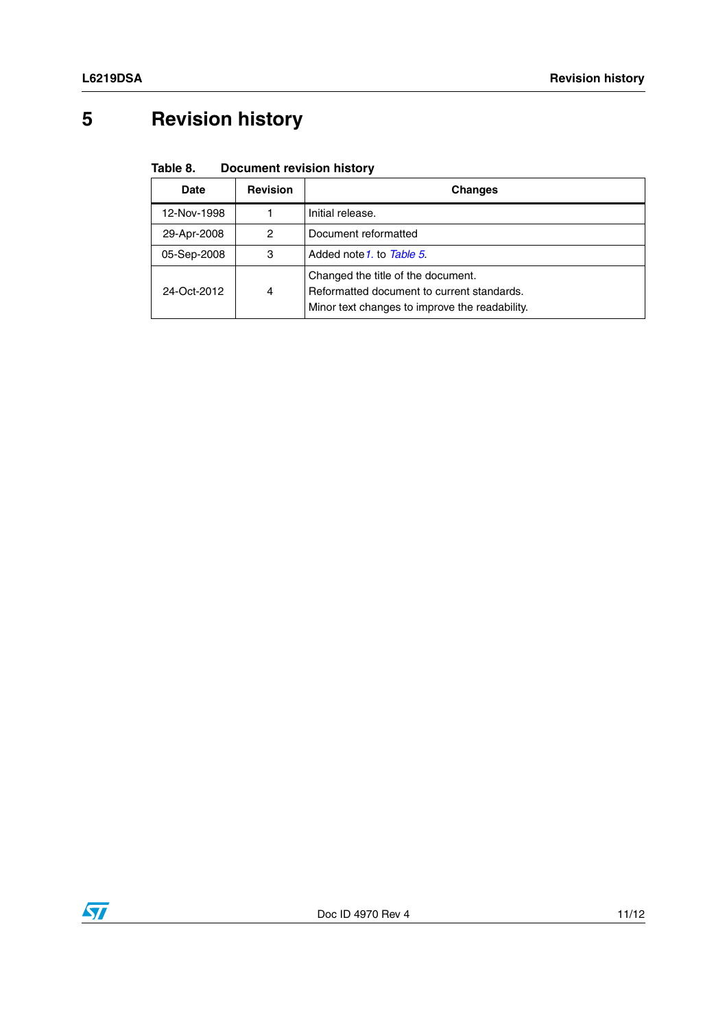# 5 Revision history

Table 8. Document revision history

| Date | Revision | Changes |
|---|---|---|
| 12-Nov-1998 | 1 | Initial release. |
| 29-Apr-2008 | 2 | Document reformatted |
| 05-Sep-2008 | 3 | Added note *1.* to *Table 5*. |
| 24-Oct-2012 | 4 | Changed the title of the document.<br>Reformatted document to current standards.<br>Minor text changes to improve the readability. |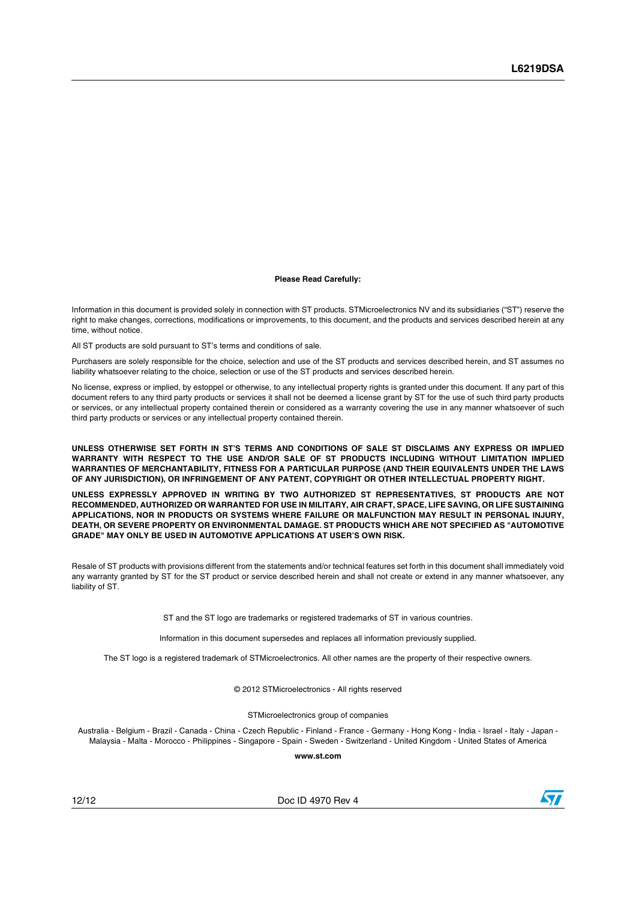**Please Read Carefully:**

Information in this document is provided solely in connection with ST products. STMicroelectronics NV and its subsidiaries ("ST") reserve the right to make changes, corrections, modifications or improvements, to this document, and the products and services described herein at any time, without notice.

All ST products are sold pursuant to ST's terms and conditions of sale.

Purchasers are solely responsible for the choice, selection and use of the ST products and services described herein, and ST assumes no liability whatsoever relating to the choice, selection or use of the ST products and services described herein.

No license, express or implied, by estoppel or otherwise, to any intellectual property rights is granted under this document. If any part of this document refers to any third party products or services it shall not be deemed a license grant by ST for the use of such third party products or services, or any intellectual property contained therein or considered as a warranty covering the use in any manner whatsoever of such third party products or services or any intellectual property contained therein.

**UNLESS OTHERWISE SET FORTH IN ST'S TERMS AND CONDITIONS OF SALE ST DISCLAIMS ANY EXPRESS OR IMPLIED WARRANTY WITH RESPECT TO THE USE AND/OR SALE OF ST PRODUCTS INCLUDING WITHOUT LIMITATION IMPLIED WARRANTIES OF MERCHANTABILITY, FITNESS FOR A PARTICULAR PURPOSE (AND THEIR EQUIVALENTS UNDER THE LAWS OF ANY JURISDICTION), OR INFRINGEMENT OF ANY PATENT, COPYRIGHT OR OTHER INTELLECTUAL PROPERTY RIGHT.**

**UNLESS EXPRESSLY APPROVED IN WRITING BY TWO AUTHORIZED ST REPRESENTATIVES, ST PRODUCTS ARE NOT RECOMMENDED, AUTHORIZED OR WARRANTED FOR USE IN MILITARY, AIR CRAFT, SPACE, LIFE SAVING, OR LIFE SUSTAINING APPLICATIONS, NOR IN PRODUCTS OR SYSTEMS WHERE FAILURE OR MALFUNCTION MAY RESULT IN PERSONAL INJURY, DEATH, OR SEVERE PROPERTY OR ENVIRONMENTAL DAMAGE. ST PRODUCTS WHICH ARE NOT SPECIFIED AS "AUTOMOTIVE GRADE" MAY ONLY BE USED IN AUTOMOTIVE APPLICATIONS AT USER'S OWN RISK.**

Resale of ST products with provisions different from the statements and/or technical features set forth in this document shall immediately void any warranty granted by ST for the ST product or service described herein and shall not create or extend in any manner whatsoever, any liability of ST.

ST and the ST logo are trademarks or registered trademarks of ST in various countries.

Information in this document supersedes and replaces all information previously supplied.

The ST logo is a registered trademark of STMicroelectronics. All other names are the property of their respective owners.

© 2012 STMicroelectronics - All rights reserved

STMicroelectronics group of companies

Australia - Belgium - Brazil - Canada - China - Czech Republic - Finland - France - Germany - Hong Kong - India - Israel - Italy - Japan - Malaysia - Malta - Morocco - Philippines - Singapore - Spain - Sweden - Switzerland - United Kingdom - United States of America

**www.st.com**